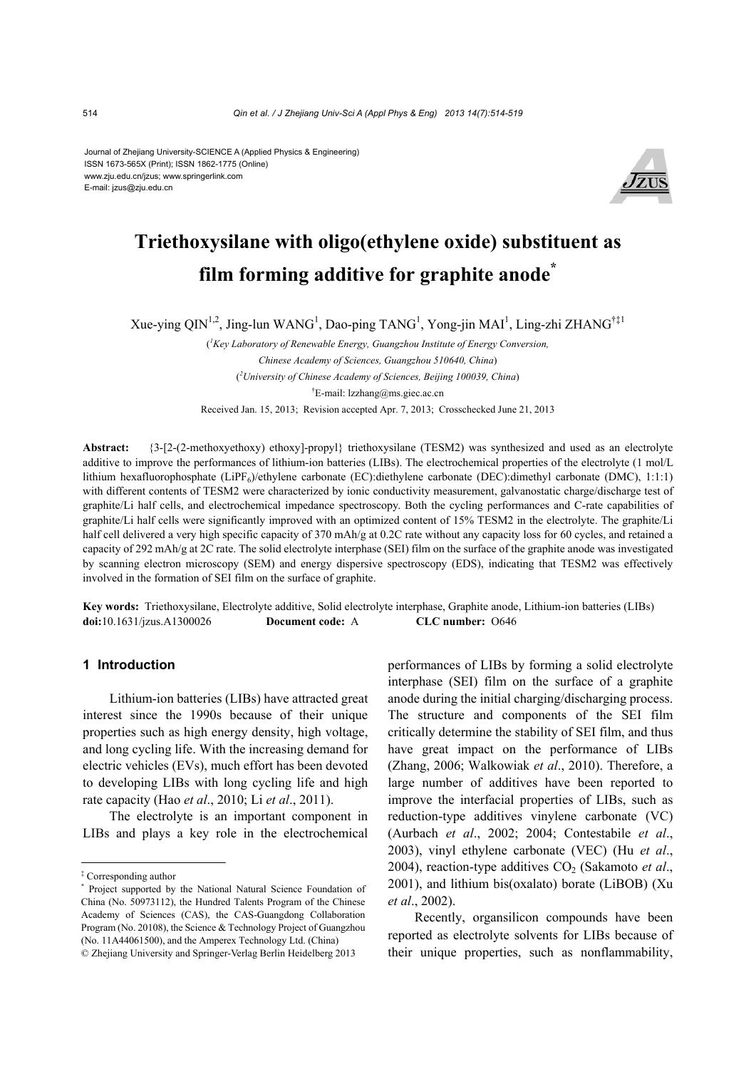Journal of Zhejiang University-SCIENCE A (Applied Physics & Engineering)
ISSN 1673-565X (Print); ISSN 1862-1775 (Online)
www.zju.edu.cn/jzus; www.springerlink.com
E-mail: jzus@zju.edu.cn

# Triethoxysilane with oligo(ethylene oxide) substituent as film forming additive for graphite anode*

Xue-ying QIN[1,2], Jing-lun WANG[1], Dao-ping TANG[1], Yong-jin MAI[1], Ling-zhi ZHANG[†‡1]

([1]Key Laboratory of Renewable Energy, Guangzhou Institute of Energy Conversion, Chinese Academy of Sciences, Guangzhou 510640, China)

([2]University of Chinese Academy of Sciences, Beijing 100039, China)

[†]E-mail: lzzhang@ms.giec.ac.cn

Received Jan. 15, 2013; Revision accepted Apr. 7, 2013; Crosschecked June 21, 2013

**Abstract:** {3-[2-(2-methoxyethoxy) ethoxy]-propyl} triethoxysilane (TESM2) was synthesized and used as an electrolyte additive to improve the performances of lithium-ion batteries (LIBs). The electrochemical properties of the electrolyte (1 mol/L lithium hexafluorophosphate ($LiPF_6$)/ethylene carbonate (EC):diethylene carbonate (DEC):dimethyl carbonate (DMC), 1:1:1) with different contents of TESM2 were characterized by ionic conductivity measurement, galvanostatic charge/discharge test of graphite/Li half cells, and electrochemical impedance spectroscopy. Both the cycling performances and C-rate capabilities of graphite/Li half cells were significantly improved with an optimized content of 15% TESM2 in the electrolyte. The graphite/Li half cell delivered a very high specific capacity of 370 mAh/g at 0.2C rate without any capacity loss for 60 cycles, and retained a capacity of 292 mAh/g at 2C rate. The solid electrolyte interphase (SEI) film on the surface of the graphite anode was investigated by scanning electron microscopy (SEM) and energy dispersive spectroscopy (EDS), indicating that TESM2 was effectively involved in the formation of SEI film on the surface of graphite.

**Key words:** Triethoxysilane, Electrolyte additive, Solid electrolyte interphase, Graphite anode, Lithium-ion batteries (LIBs)
**doi:**10.1631/jzus.A1300026 **Document code:** A **CLC number:** O646

## 1 Introduction

Lithium-ion batteries (LIBs) have attracted great interest since the 1990s because of their unique properties such as high energy density, high voltage, and long cycling life. With the increasing demand for electric vehicles (EVs), much effort has been devoted to developing LIBs with long cycling life and high rate capacity (Hao *et al*., 2010; Li *et al*., 2011).

The electrolyte is an important component in LIBs and plays a key role in the electrochemical performances of LIBs by forming a solid electrolyte interphase (SEI) film on the surface of a graphite anode during the initial charging/discharging process. The structure and components of the SEI film critically determine the stability of SEI film, and thus have great impact on the performance of LIBs (Zhang, 2006; Walkowiak *et al*., 2010). Therefore, a large number of additives have been reported to improve the interfacial properties of LIBs, such as reduction-type additives vinylene carbonate (VC) (Aurbach *et al*., 2002; 2004; Contestabile *et al*., 2003), vinyl ethylene carbonate (VEC) (Hu *et al*., 2004), reaction-type additives $CO_2$ (Sakamoto *et al*., 2001), and lithium bis(oxalato) borate (LiBOB) (Xu *et al*., 2002).

Recently, organsilicon compounds have been reported as electrolyte solvents for LIBs because of their unique properties, such as nonflammability,

---

[‡] Corresponding author

[*] Project supported by the National Natural Science Foundation of China (No. 50973112), the Hundred Talents Program of the Chinese Academy of Sciences (CAS), the CAS-Guangdong Collaboration Program (No. 20108), the Science & Technology Project of Guangzhou (No. 11A44061500), and the Amperex Technology Ltd. (China)

© Zhejiang University and Springer-Verlag Berlin Heidelberg 2013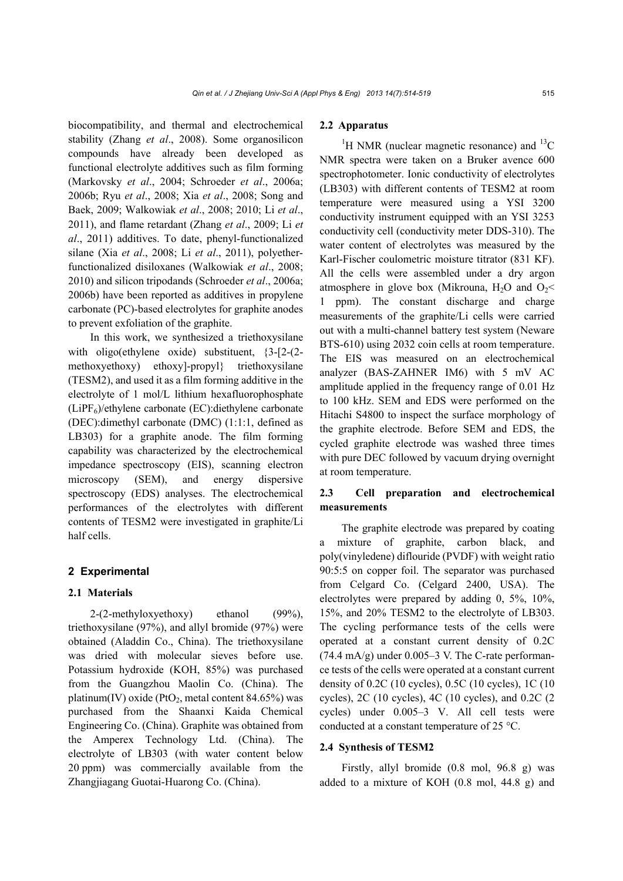biocompatibility, and thermal and electrochemical stability (Zhang *et al*., 2008). Some organosilicon compounds have already been developed as functional electrolyte additives such as film forming (Markovsky *et al*., 2004; Schroeder *et al*., 2006a; 2006b; Ryu *et al*., 2008; Xia *et al*., 2008; Song and Baek, 2009; Walkowiak *et al*., 2008; 2010; Li *et al*., 2011), and flame retardant (Zhang *et al*., 2009; Li *et al*., 2011) additives. To date, phenyl-functionalized silane (Xia *et al*., 2008; Li *et al*., 2011), polyether-functionalized disiloxanes (Walkowiak *et al*., 2008; 2010) and silicon tripodands (Schroeder *et al*., 2006a; 2006b) have been reported as additives in propylene carbonate (PC)-based electrolytes for graphite anodes to prevent exfoliation of the graphite.

In this work, we synthesized a triethoxysilane with oligo(ethylene oxide) substituent, {3-[2-(2-methoxyethoxy) ethoxy]-propyl} triethoxysilane (TESM2), and used it as a film forming additive in the electrolyte of 1 mol/L lithium hexafluorophosphate ($LiPF_6$)/ethylene carbonate (EC):diethylene carbonate (DEC):dimethyl carbonate (DMC) (1:1:1, defined as LB303) for a graphite anode. The film forming capability was characterized by the electrochemical impedance spectroscopy (EIS), scanning electron microscopy (SEM), and energy dispersive spectroscopy (EDS) analyses. The electrochemical performances of the electrolytes with different contents of TESM2 were investigated in graphite/Li half cells.

## 2 Experimental

### 2.1 Materials

2-(2-methyloxyethoxy) ethanol (99%), triethoxysilane (97%), and allyl bromide (97%) were obtained (Aladdin Co., China). The triethoxysilane was dried with molecular sieves before use. Potassium hydroxide (KOH, 85%) was purchased from the Guangzhou Maolin Co. (China). The platinum(IV) oxide ($PtO_2$, metal content 84.65%) was purchased from the Shaanxi Kaida Chemical Engineering Co. (China). Graphite was obtained from the Amperex Technology Ltd. (China). The electrolyte of LB303 (with water content below 20 ppm) was commercially available from the Zhangjiagang Guotai-Huarong Co. (China).

### 2.2 Apparatus

$^1H$ NMR (nuclear magnetic resonance) and $^{13}C$ NMR spectra were taken on a Bruker avence 600 spectrophotometer. Ionic conductivity of electrolytes (LB303) with different contents of TESM2 at room temperature were measured using a YSI 3200 conductivity instrument equipped with an YSI 3253 conductivity cell (conductivity meter DDS-310). The water content of electrolytes was measured by the Karl-Fischer coulometric moisture titrator (831 KF). All the cells were assembled under a dry argon atmosphere in glove box (Mikrouna, $H_2O$ and $O_2$< 1 ppm). The constant discharge and charge measurements of the graphite/Li cells were carried out with a multi-channel battery test system (Neware BTS-610) using 2032 coin cells at room temperature. The EIS was measured on an electrochemical analyzer (BAS-ZAHNER IM6) with 5 mV AC amplitude applied in the frequency range of 0.01 Hz to 100 kHz. SEM and EDS were performed on the Hitachi S4800 to inspect the surface morphology of the graphite electrode. Before SEM and EDS, the cycled graphite electrode was washed three times with pure DEC followed by vacuum drying overnight at room temperature.

### 2.3 Cell preparation and electrochemical measurements

The graphite electrode was prepared by coating a mixture of graphite, carbon black, and poly(vinyledene) diflouride (PVDF) with weight ratio 90:5:5 on copper foil. The separator was purchased from Celgard Co. (Celgard 2400, USA). The electrolytes were prepared by adding 0, 5%, 10%, 15%, and 20% TESM2 to the electrolyte of LB303. The cycling performance tests of the cells were operated at a constant current density of 0.2C (74.4 mA/g) under 0.005–3 V. The C-rate performance tests of the cells were operated at a constant current density of 0.2C (10 cycles), 0.5C (10 cycles), 1C (10 cycles), 2C (10 cycles), 4C (10 cycles), and 0.2C (2 cycles) under 0.005–3 V. All cell tests were conducted at a constant temperature of 25 °C.

### 2.4 Synthesis of TESM2

Firstly, allyl bromide (0.8 mol, 96.8 g) was added to a mixture of KOH (0.8 mol, 44.8 g) and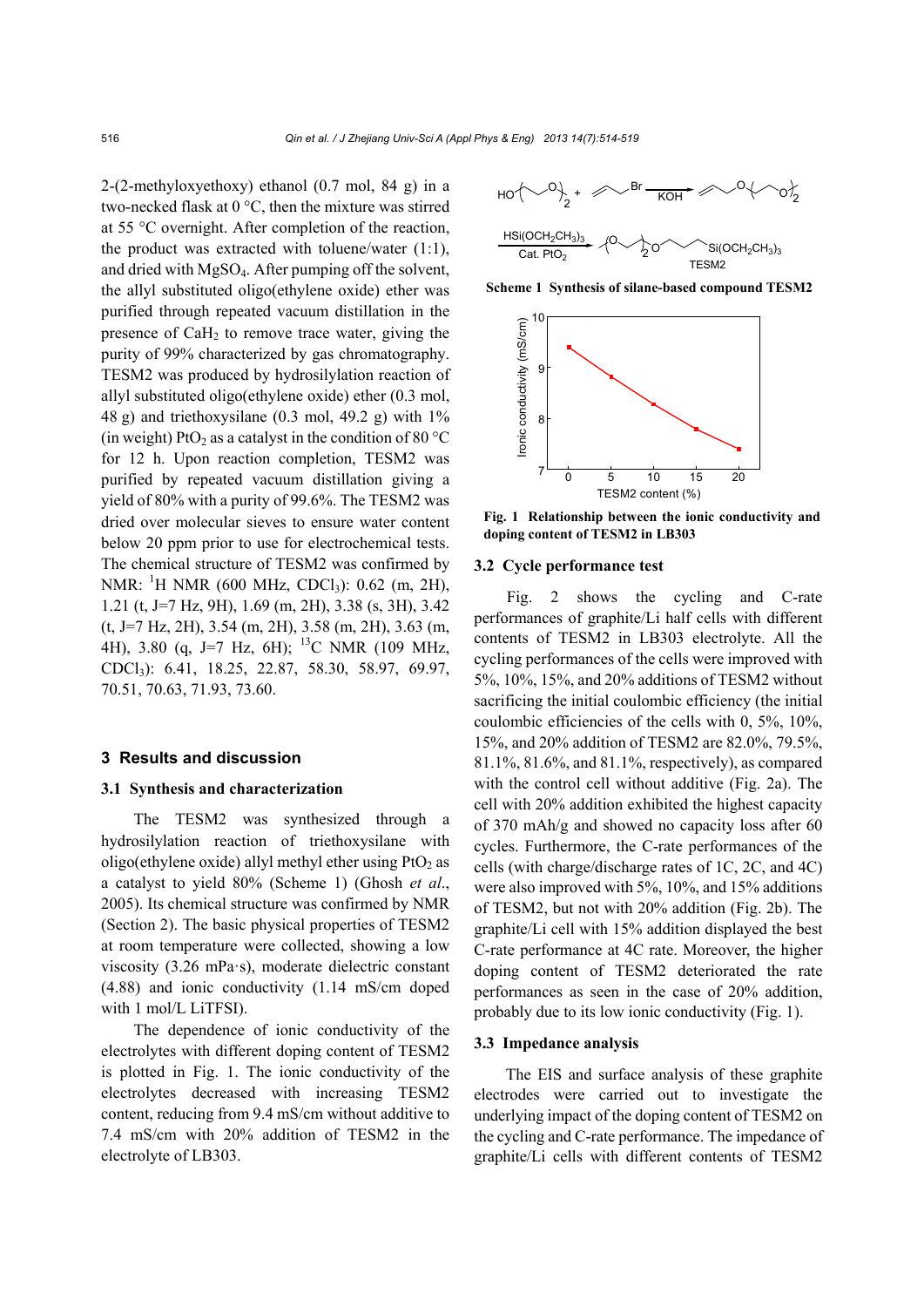2-(2-methyloxyethoxy) ethanol (0.7 mol, 84 g) in a two-necked flask at 0 °C, then the mixture was stirred at 55 °C overnight. After completion of the reaction, the product was extracted with toluene/water (1:1), and dried with $MgSO_4$. After pumping off the solvent, the allyl substituted oligo(ethylene oxide) ether was purified through repeated vacuum distillation in the presence of $CaH_2$ to remove trace water, giving the purity of 99% characterized by gas chromatography. TESM2 was produced by hydrosilylation reaction of allyl substituted oligo(ethylene oxide) ether (0.3 mol, 48 g) and triethoxysilane (0.3 mol, 49.2 g) with 1% (in weight) $PtO_2$ as a catalyst in the condition of 80 °C for 12 h. Upon reaction completion, TESM2 was purified by repeated vacuum distillation giving a yield of 80% with a purity of 99.6%. The TESM2 was dried over molecular sieves to ensure water content below 20 ppm prior to use for electrochemical tests. The chemical structure of TESM2 was confirmed by NMR: $^1$H NMR (600 MHz, $CDCl_3$): 0.62 (m, 2H), 1.21 (t, J=7 Hz, 9H), 1.69 (m, 2H), 3.38 (s, 3H), 3.42 (t, J=7 Hz, 2H), 3.54 (m, 2H), 3.58 (m, 2H), 3.63 (m, 4H), 3.80 (q, J=7 Hz, 6H); $^{13}$C NMR (109 MHz, $CDCl_3$): 6.41, 18.25, 22.87, 58.30, 58.97, 69.97, 70.51, 70.63, 71.93, 73.60.

## 3 Results and discussion

### 3.1 Synthesis and characterization

The TESM2 was synthesized through a hydrosilylation reaction of triethoxysilane with oligo(ethylene oxide) allyl methyl ether using $PtO_2$ as a catalyst to yield 80% (Scheme 1) (Ghosh *et al.*, 2005). Its chemical structure was confirmed by NMR (Section 2). The basic physical properties of TESM2 at room temperature were collected, showing a low viscosity (3.26 mPa·s), moderate dielectric constant (4.88) and ionic conductivity (1.14 mS/cm doped with 1 mol/L LiTFSI).

The dependence of ionic conductivity of the electrolytes with different doping content of TESM2 is plotted in Fig. 1. The ionic conductivity of the electrolytes decreased with increasing TESM2 content, reducing from 9.4 mS/cm without additive to 7.4 mS/cm with 20% addition of TESM2 in the electrolyte of LB303.

**Scheme 1 Synthesis of silane-based compound TESM2**

**Fig. 1 Relationship between the ionic conductivity and doping content of TESM2 in LB303**

### 3.2 Cycle performance test

Fig. 2 shows the cycling and C-rate performances of graphite/Li half cells with different contents of TESM2 in LB303 electrolyte. All the cycling performances of the cells were improved with 5%, 10%, 15%, and 20% additions of TESM2 without sacrificing the initial coulombic efficiency (the initial coulombic efficiencies of the cells with 0, 5%, 10%, 15%, and 20% addition of TESM2 are 82.0%, 79.5%, 81.1%, 81.6%, and 81.1%, respectively), as compared with the control cell without additive (Fig. 2a). The cell with 20% addition exhibited the highest capacity of 370 mAh/g and showed no capacity loss after 60 cycles. Furthermore, the C-rate performances of the cells (with charge/discharge rates of 1C, 2C, and 4C) were also improved with 5%, 10%, and 15% additions of TESM2, but not with 20% addition (Fig. 2b). The graphite/Li cell with 15% addition displayed the best C-rate performance at 4C rate. Moreover, the higher doping content of TESM2 deteriorated the rate performances as seen in the case of 20% addition, probably due to its low ionic conductivity (Fig. 1).

### 3.3 Impedance analysis

The EIS and surface analysis of these graphite electrodes were carried out to investigate the underlying impact of the doping content of TESM2 on the cycling and C-rate performance. The impedance of graphite/Li cells with different contents of TESM2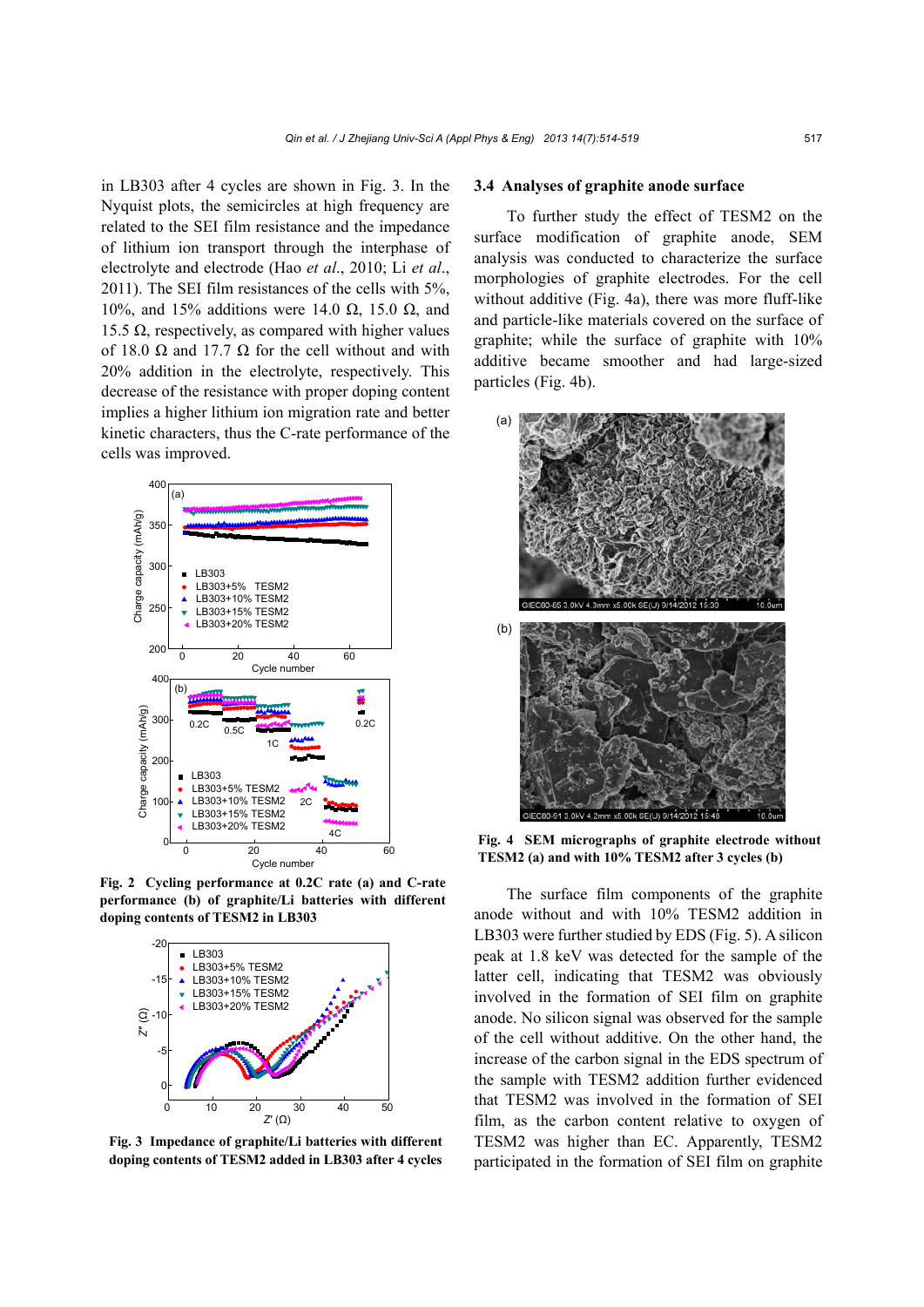in LB303 after 4 cycles are shown in Fig. 3. In the Nyquist plots, the semicircles at high frequency are related to the SEI film resistance and the impedance of lithium ion transport through the interphase of electrolyte and electrode (Hao *et al*., 2010; Li *et al*., 2011). The SEI film resistances of the cells with 5%, 10%, and 15% additions were 14.0 Ω, 15.0 Ω, and 15.5 Ω, respectively, as compared with higher values of 18.0 Ω and 17.7 Ω for the cell without and with 20% addition in the electrolyte, respectively. This decrease of the resistance with proper doping content implies a higher lithium ion migration rate and better kinetic characters, thus the C-rate performance of the cells was improved.

**Fig. 2 Cycling performance at 0.2C rate (a) and C-rate performance (b) of graphite/Li batteries with different doping contents of TESM2 in LB303**

**Fig. 3 Impedance of graphite/Li batteries with different doping contents of TESM2 added in LB303 after 4 cycles**

### 3.4 Analyses of graphite anode surface

To further study the effect of TESM2 on the surface modification of graphite anode, SEM analysis was conducted to characterize the surface morphologies of graphite electrodes. For the cell without additive (Fig. 4a), there was more fluff-like and particle-like materials covered on the surface of graphite; while the surface of graphite with 10% additive became smoother and had large-sized particles (Fig. 4b).

**Fig. 4 SEM micrographs of graphite electrode without TESM2 (a) and with 10% TESM2 after 3 cycles (b)**

The surface film components of the graphite anode without and with 10% TESM2 addition in LB303 were further studied by EDS (Fig. 5). A silicon peak at 1.8 keV was detected for the sample of the latter cell, indicating that TESM2 was obviously involved in the formation of SEI film on graphite anode. No silicon signal was observed for the sample of the cell without additive. On the other hand, the increase of the carbon signal in the EDS spectrum of the sample with TESM2 addition further evidenced that TESM2 was involved in the formation of SEI film, as the carbon content relative to oxygen of TESM2 was higher than EC. Apparently, TESM2 participated in the formation of SEI film on graphite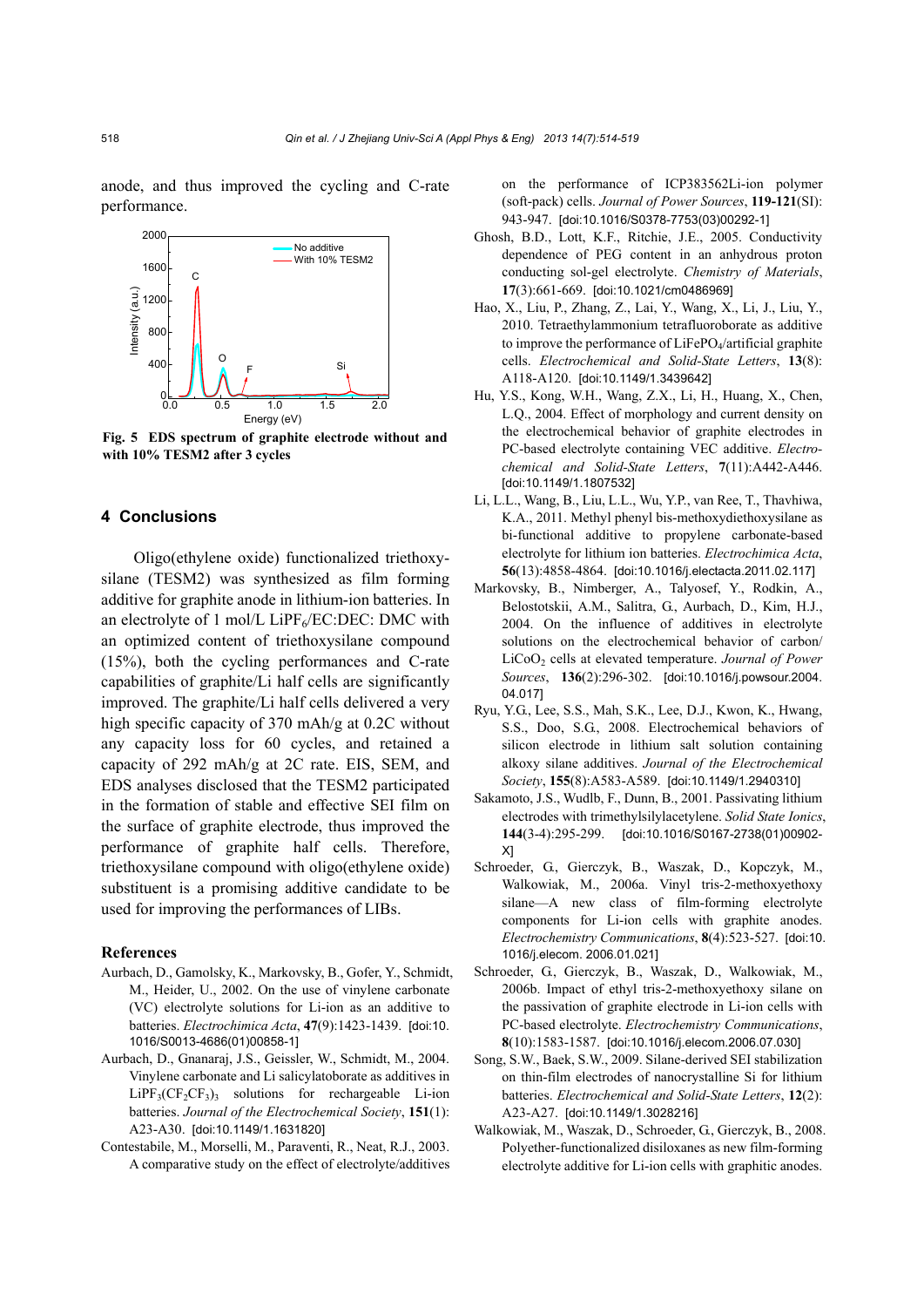anode, and thus improved the cycling and C-rate performance.

**Fig. 5 EDS spectrum of graphite electrode without and with 10% TESM2 after 3 cycles**

## 4 Conclusions

Oligo(ethylene oxide) functionalized triethoxysilane (TESM2) was synthesized as film forming additive for graphite anode in lithium-ion batteries. In an electrolyte of 1 mol/L $LiPF_6$/EC:DEC: DMC with an optimized content of triethoxysilane compound (15%), both the cycling performances and C-rate capabilities of graphite/Li half cells are significantly improved. The graphite/Li half cells delivered a very high specific capacity of 370 mAh/g at 0.2C without any capacity loss for 60 cycles, and retained a capacity of 292 mAh/g at 2C rate. EIS, SEM, and EDS analyses disclosed that the TESM2 participated in the formation of stable and effective SEI film on the surface of graphite electrode, thus improved the performance of graphite half cells. Therefore, triethoxysilane compound with oligo(ethylene oxide) substituent is a promising additive candidate to be used for improving the performances of LIBs.

### References

Aurbach, D., Gamolsky, K., Markovsky, B., Gofer, Y., Schmidt, M., Heider, U., 2002. On the use of vinylene carbonate (VC) electrolyte solutions for Li-ion as an additive to batteries. *Electrochimica Acta*, **47**(9):1423-1439. [doi:10.1016/S0013-4686(01)00858-1]

Aurbach, D., Gnanaraj, J.S., Geissler, W., Schmidt, M., 2004. Vinylene carbonate and Li salicylatoborate as additives in $LiPF_3(CF_2CF_3)_3$ solutions for rechargeable Li-ion batteries. *Journal of the Electrochemical Society*, **151**(1): A23-A30. [doi:10.1149/1.1631820]

Contestabile, M., Morselli, M., Paraventi, R., Neat, R.J., 2003. A comparative study on the effect of electrolyte/additives on the performance of ICP383562Li-ion polymer (soft-pack) cells. *Journal of Power Sources*, **119-121**(SI): 943-947. [doi:10.1016/S0378-7753(03)00292-1]

Ghosh, B.D., Lott, K.F., Ritchie, J.E., 2005. Conductivity dependence of PEG content in an anhydrous proton conducting sol-gel electrolyte. *Chemistry of Materials*, **17**(3):661-669. [doi:10.1021/cm0486969]

Hao, X., Liu, P., Zhang, Z., Lai, Y., Wang, X., Li, J., Liu, Y., 2010. Tetraethylammonium tetrafluoroborate as additive to improve the performance of $LiFePO_4$/artificial graphite cells. *Electrochemical and Solid-State Letters*, **13**(8): A118-A120. [doi:10.1149/1.3439642]

Hu, Y.S., Kong, W.H., Wang, Z.X., Li, H., Huang, X., Chen, L.Q., 2004. Effect of morphology and current density on the electrochemical behavior of graphite electrodes in PC-based electrolyte containing VEC additive. *Electrochemical and Solid-State Letters*, **7**(11):A442-A446. [doi:10.1149/1.1807532]

Li, L.L., Wang, B., Liu, L.L., Wu, Y.P., van Ree, T., Thavhiwa, K.A., 2011. Methyl phenyl bis-methoxydiethoxysilane as bi-functional additive to propylene carbonate-based electrolyte for lithium ion batteries. *Electrochimica Acta*, **56**(13):4858-4864. [doi:10.1016/j.electacta.2011.02.117]

Markovsky, B., Nimberger, A., Talyosef, Y., Rodkin, A., Belostotskii, A.M., Salitra, G., Aurbach, D., Kim, H.J., 2004. On the influence of additives in electrolyte solutions on the electrochemical behavior of carbon/ $LiCoO_2$ cells at elevated temperature. *Journal of Power Sources*, **136**(2):296-302. [doi:10.1016/j.powsour.2004.04.017]

Ryu, Y.G., Lee, S.S., Mah, S.K., Lee, D.J., Kwon, K., Hwang, S.S., Doo, S.G., 2008. Electrochemical behaviors of silicon electrode in lithium salt solution containing alkoxy silane additives. *Journal of the Electrochemical Society*, **155**(8):A583-A589. [doi:10.1149/1.2940310]

Sakamoto, J.S., Wudlb, F., Dunn, B., 2001. Passivating lithium electrodes with trimethylsilylacetylene. *Solid State Ionics*, **144**(3-4):295-299. [doi:10.1016/S0167-2738(01)00902-X]

Schroeder, G., Gierczyk, B., Waszak, D., Kopczyk, M., Walkowiak, M., 2006a. Vinyl tris-2-methoxyethoxy silane—A new class of film-forming electrolyte components for Li-ion cells with graphite anodes. *Electrochemistry Communications*, **8**(4):523-527. [doi:10.1016/j.elecom. 2006.01.021]

Schroeder, G., Gierczyk, B., Waszak, D., Walkowiak, M., 2006b. Impact of ethyl tris-2-methoxyethoxy silane on the passivation of graphite electrode in Li-ion cells with PC-based electrolyte. *Electrochemistry Communications*, **8**(10):1583-1587. [doi:10.1016/j.elecom.2006.07.030]

Song, S.W., Baek, S.W., 2009. Silane-derived SEI stabilization on thin-film electrodes of nanocrystalline Si for lithium batteries. *Electrochemical and Solid-State Letters*, **12**(2): A23-A27. [doi:10.1149/1.3028216]

Walkowiak, M., Waszak, D., Schroeder, G., Gierczyk, B., 2008. Polyether-functionalized disiloxanes as new film-forming electrolyte additive for Li-ion cells with graphitic anodes.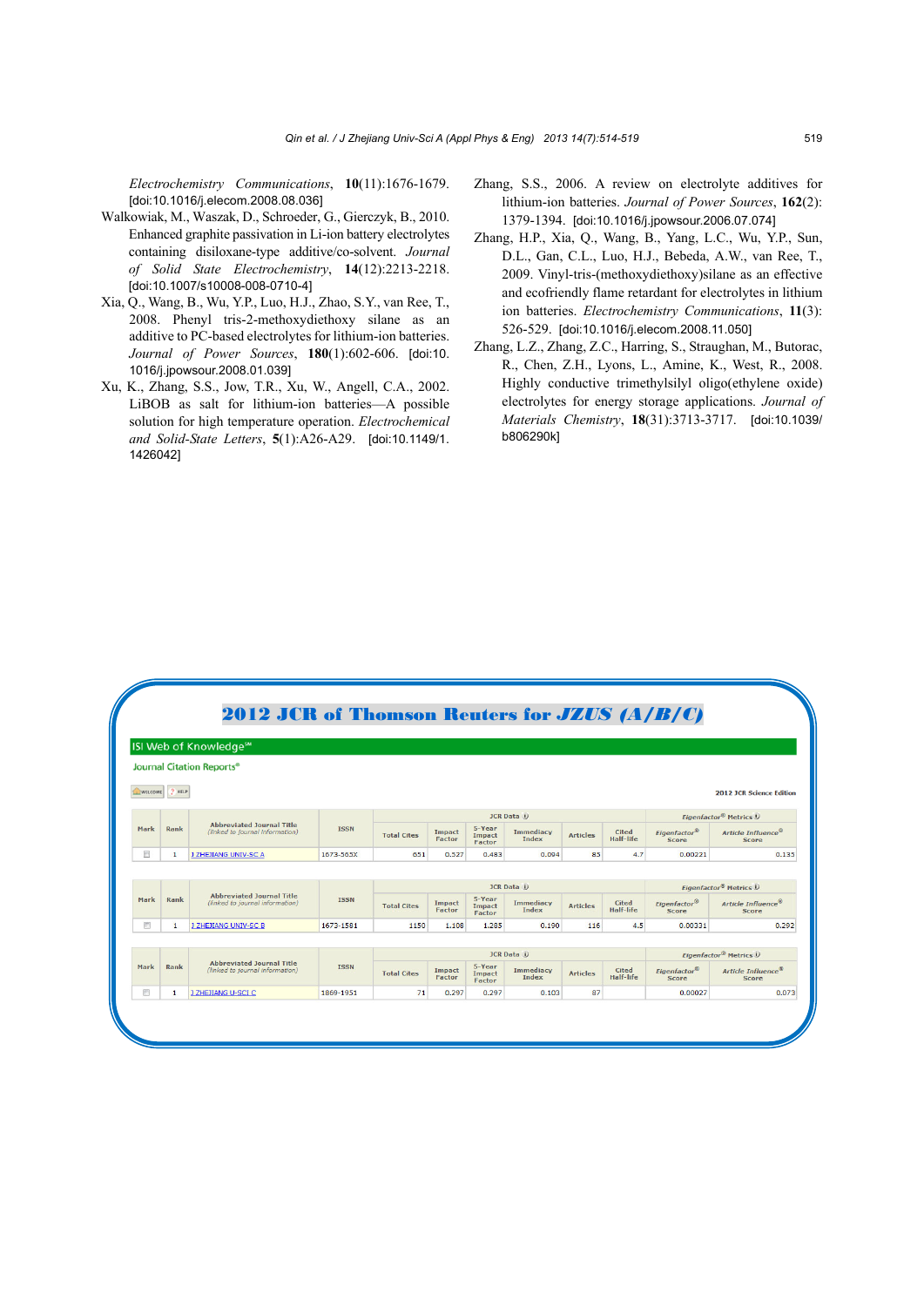*Electrochemistry Communications*, **10**(11):1676-1679. [doi:10.1016/j.elecom.2008.08.036]

Walkowiak, M., Waszak, D., Schroeder, G., Gierczyk, B., 2010. Enhanced graphite passivation in Li-ion battery electrolytes containing disiloxane-type additive/co-solvent. *Journal of Solid State Electrochemistry*, **14**(12):2213-2218. [doi:10.1007/s10008-008-0710-4]

Xia, Q., Wang, B., Wu, Y.P., Luo, H.J., Zhao, S.Y., van Ree, T., 2008. Phenyl tris-2-methoxydiethoxy silane as an additive to PC-based electrolytes for lithium-ion batteries. *Journal of Power Sources*, **180**(1):602-606. [doi:10.1016/j.jpowsour.2008.01.039]

Xu, K., Zhang, S.S., Jow, T.R., Xu, W., Angell, C.A., 2002. LiBOB as salt for lithium-ion batteries—A possible solution for high temperature operation. *Electrochemical and Solid-State Letters*, **5**(1):A26-A29. [doi:10.1149/1.1426042]

Zhang, S.S., 2006. A review on electrolyte additives for lithium-ion batteries. *Journal of Power Sources*, **162**(2):1379-1394. [doi:10.1016/j.jpowsour.2006.07.074]

Zhang, H.P., Xia, Q., Wang, B., Yang, L.C., Wu, Y.P., Sun, D.L., Gan, C.L., Luo, H.J., Bebeda, A.W., van Ree, T., 2009. Vinyl-tris-(methoxydiethoxy)silane as an effective and ecofriendly flame retardant for electrolytes in lithium ion batteries. *Electrochemistry Communications*, **11**(3):526-529. [doi:10.1016/j.elecom.2008.11.050]

Zhang, L.Z., Zhang, Z.C., Harring, S., Straughan, M., Butorac, R., Chen, Z.H., Lyons, L., Amine, K., West, R., 2008. Highly conductive trimethylsilyl oligo(ethylene oxide) electrolytes for energy storage applications. *Journal of Materials Chemistry*, **18**(31):3713-3717. [doi:10.1039/b806290k]

## 2012 JCR of Thomson Reuters for *JZUS (A/B/C)*

ISI Web of Knowledge℠

Journal Citation Reports®

2012 JCR Science Edition

| Mark | Rank | Abbreviated Journal Title (linked to journal information) | ISSN | Total Cites | Impact Factor | 5-Year Impact Factor | Immediacy Index | Articles | Cited Half-life | Eigenfactor® Score | Article Influence® Score |
|---|---|---|---|---|---|---|---|---|---|---|---|
| | 1 | J ZHEJIANG UNIV-SC A | 1673-565X | 651 | 0.527 | 0.483 | 0.094 | 85 | 4.7 | 0.00221 | 0.135 |
| | 1 | J ZHEJIANG UNIV-SC B | 1673-1581 | 1150 | 1.108 | 1.285 | 0.190 | 116 | 4.5 | 0.00331 | 0.292 |
| | 1 | J ZHEJIANG U-SCI C | 1869-1951 | 71 | 0.297 | 0.297 | 0.103 | 87 | | 0.00027 | 0.073 |